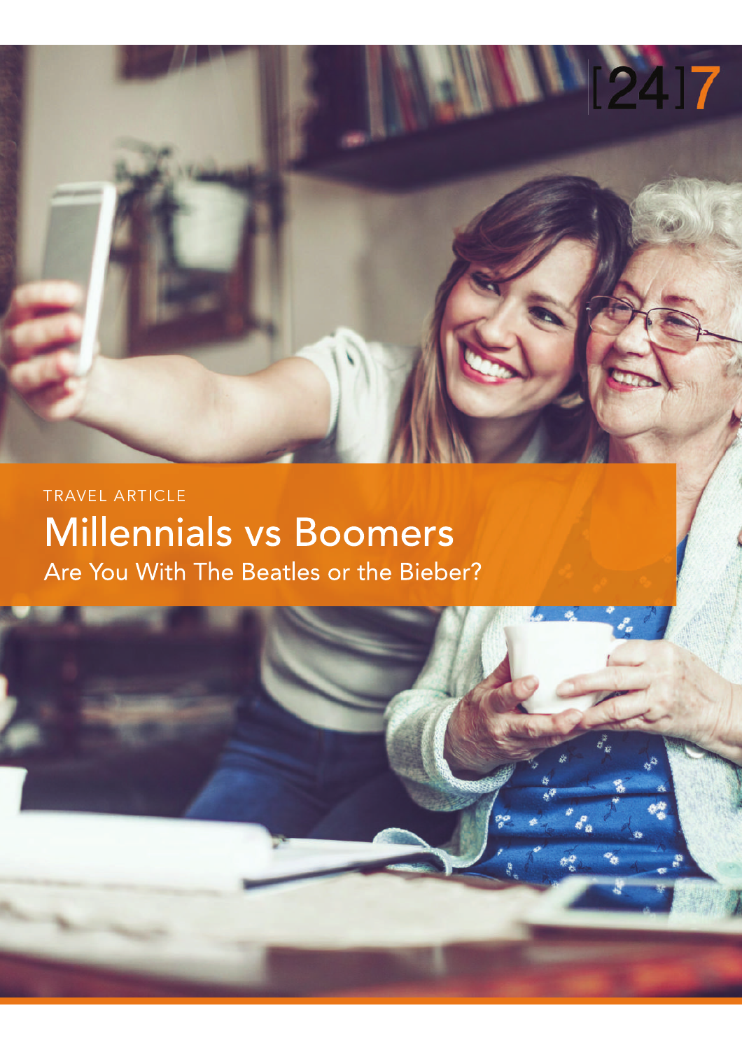[24]7

TRAVEL ARTICLE

# Millennials vs Boomers

## Are You With The Beatles or the Bieber?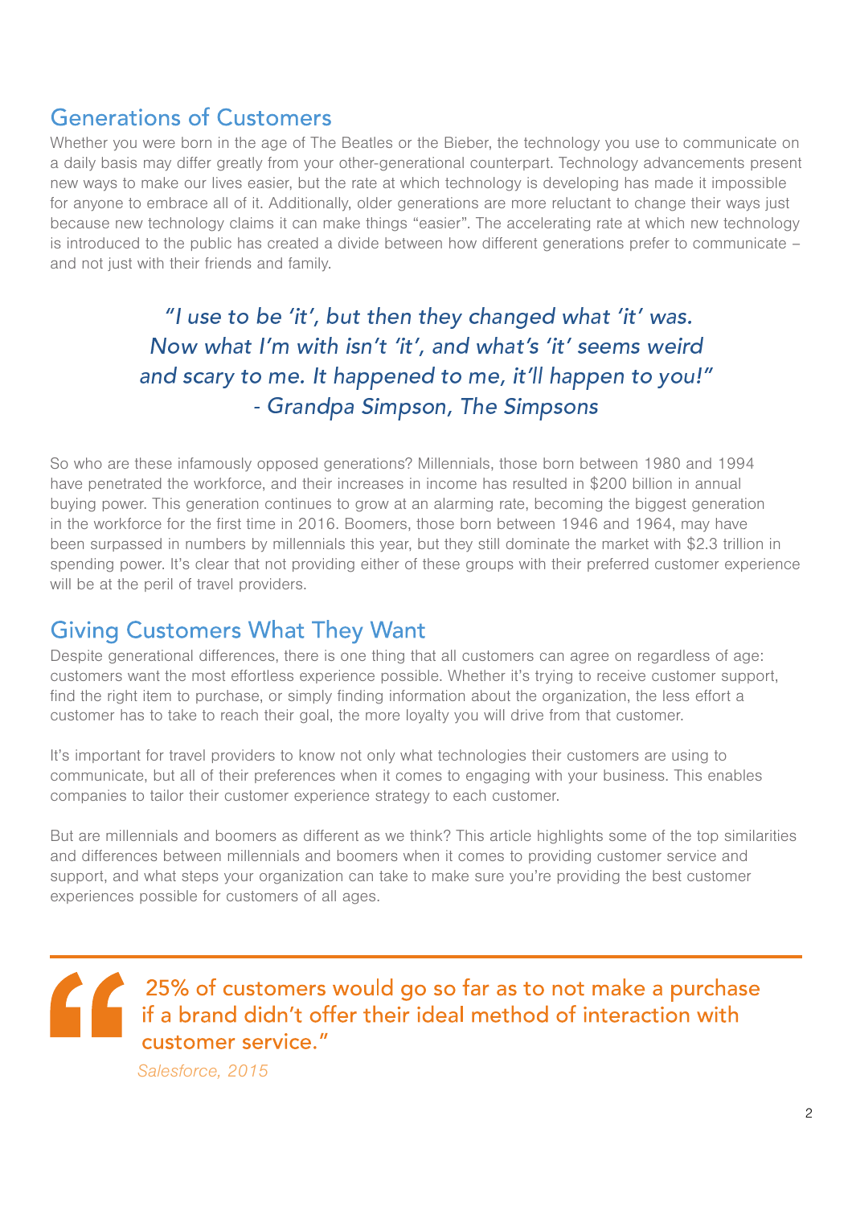## Generations of Customers

Whether you were born in the age of The Beatles or the Bieber, the technology you use to communicate on a daily basis may differ greatly from your other-generational counterpart. Technology advancements present new ways to make our lives easier, but the rate at which technology is developing has made it impossible for anyone to embrace all of it. Additionally, older generations are more reluctant to change their ways just because new technology claims it can make things "easier". The accelerating rate at which new technology is introduced to the public has created a divide between how different generations prefer to communicate – and not just with their friends and family.

> *"I use to be 'it', but then they changed what 'it' was. Now what I'm with isn't 'it', and what's 'it' seems weird and scary to me. It happened to me, it'll happen to you!"*
> *- Grandpa Simpson, The Simpsons*

So who are these infamously opposed generations? Millennials, those born between 1980 and 1994 have penetrated the workforce, and their increases in income has resulted in $200 billion in annual buying power. This generation continues to grow at an alarming rate, becoming the biggest generation in the workforce for the first time in 2016. Boomers, those born between 1946 and 1964, may have been surpassed in numbers by millennials this year, but they still dominate the market with $2.3 trillion in spending power. It's clear that not providing either of these groups with their preferred customer experience will be at the peril of travel providers.

## Giving Customers What They Want

Despite generational differences, there is one thing that all customers can agree on regardless of age: customers want the most effortless experience possible. Whether it's trying to receive customer support, find the right item to purchase, or simply finding information about the organization, the less effort a customer has to take to reach their goal, the more loyalty you will drive from that customer.

It's important for travel providers to know not only what technologies their customers are using to communicate, but all of their preferences when it comes to engaging with your business. This enables companies to tailor their customer experience strategy to each customer.

But are millennials and boomers as different as we think? This article highlights some of the top similarities and differences between millennials and boomers when it comes to providing customer service and support, and what steps your organization can take to make sure you're providing the best customer experiences possible for customers of all ages.

> "25% of customers would go so far as to not make a purchase if a brand didn't offer their ideal method of interaction with customer service."
>
> *Salesforce, 2015*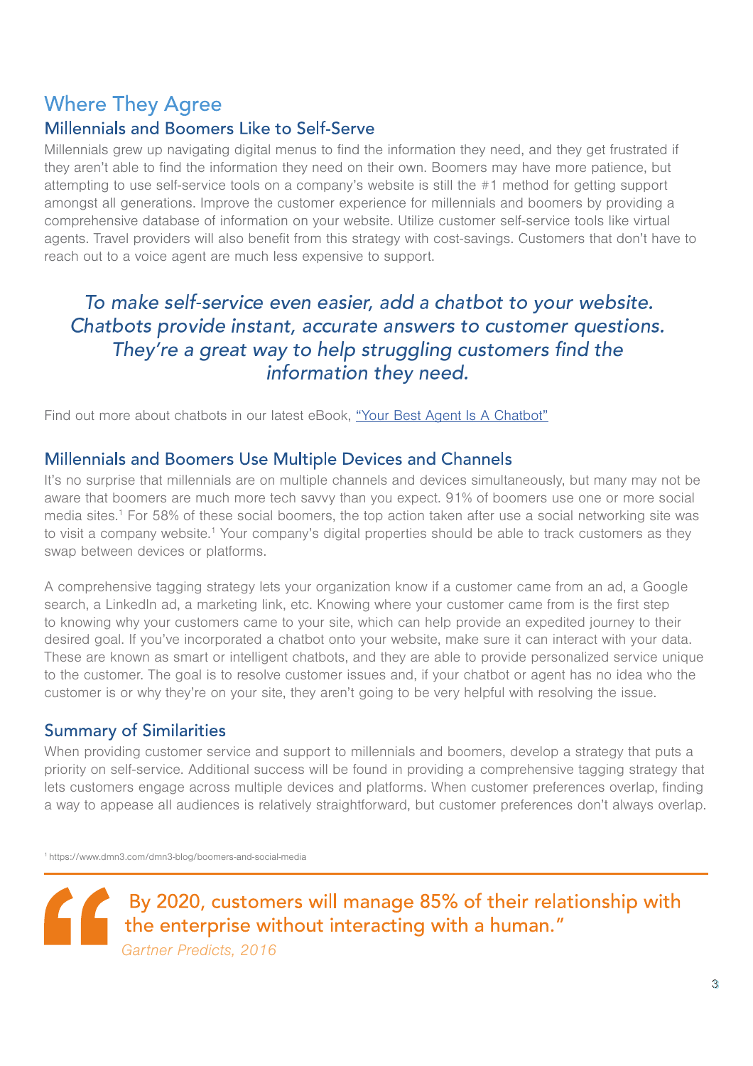## Where They Agree

### Millennials and Boomers Like to Self-Serve

Millennials grew up navigating digital menus to find the information they need, and they get frustrated if they aren't able to find the information they need on their own. Boomers may have more patience, but attempting to use self-service tools on a company's website is still the #1 method for getting support amongst all generations. Improve the customer experience for millennials and boomers by providing a comprehensive database of information on your website. Utilize customer self-service tools like virtual agents. Travel providers will also benefit from this strategy with cost-savings. Customers that don't have to reach out to a voice agent are much less expensive to support.

*To make self-service even easier, add a chatbot to your website. Chatbots provide instant, accurate answers to customer questions. They're a great way to help struggling customers find the information they need.*

Find out more about chatbots in our latest eBook, "Your Best Agent Is A Chatbot"

### Millennials and Boomers Use Multiple Devices and Channels

It's no surprise that millennials are on multiple channels and devices simultaneously, but many may not be aware that boomers are much more tech savvy than you expect. 91% of boomers use one or more social media sites.[1] For 58% of these social boomers, the top action taken after use a social networking site was to visit a company website.[1] Your company's digital properties should be able to track customers as they swap between devices or platforms.

A comprehensive tagging strategy lets your organization know if a customer came from an ad, a Google search, a LinkedIn ad, a marketing link, etc. Knowing where your customer came from is the first step to knowing why your customers came to your site, which can help provide an expedited journey to their desired goal. If you've incorporated a chatbot onto your website, make sure it can interact with your data. These are known as smart or intelligent chatbots, and they are able to provide personalized service unique to the customer. The goal is to resolve customer issues and, if your chatbot or agent has no idea who the customer is or why they're on your site, they aren't going to be very helpful with resolving the issue.

### Summary of Similarities

When providing customer service and support to millennials and boomers, develop a strategy that puts a priority on self-service. Additional success will be found in providing a comprehensive tagging strategy that lets customers engage across multiple devices and platforms. When customer preferences overlap, finding a way to appease all audiences is relatively straightforward, but customer preferences don't always overlap.

[1] https://www.dmn3.com/dmn3-blog/boomers-and-social-media

> "By 2020, customers will manage 85% of their relationship with the enterprise without interacting with a human."
>
> *Gartner Predicts, 2016*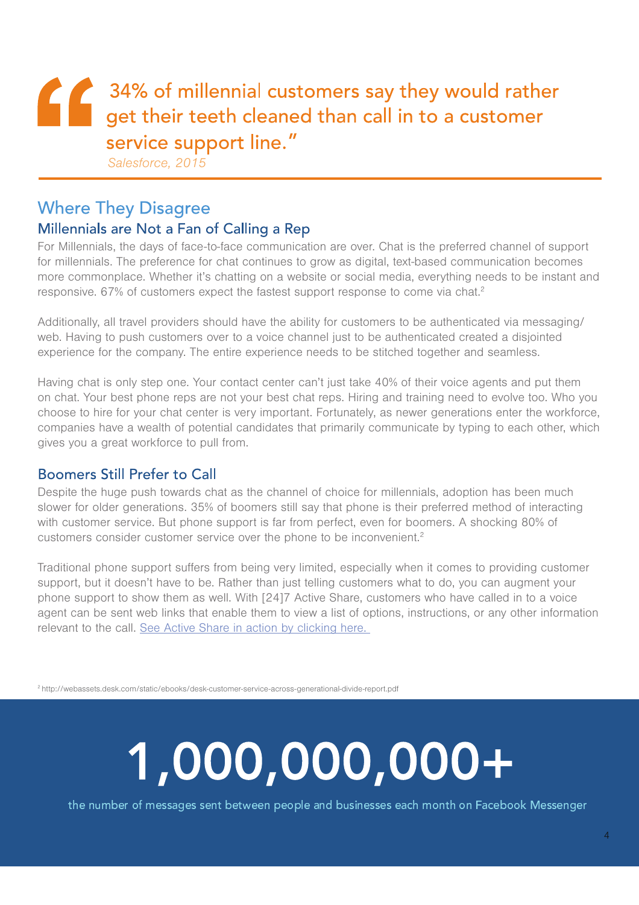> "34% of millennial customers say they would rather get their teeth cleaned than call in to a customer service support line."
>
> *Salesforce, 2015*

---

## Where They Disagree

### Millennials are Not a Fan of Calling a Rep

For Millennials, the days of face-to-face communication are over. Chat is the preferred channel of support for millennials. The preference for chat continues to grow as digital, text-based communication becomes more commonplace. Whether it's chatting on a website or social media, everything needs to be instant and responsive. 67% of customers expect the fastest support response to come via chat.[2]

Additionally, all travel providers should have the ability for customers to be authenticated via messaging/web. Having to push customers over to a voice channel just to be authenticated created a disjointed experience for the company. The entire experience needs to be stitched together and seamless.

Having chat is only step one. Your contact center can't just take 40% of their voice agents and put them on chat. Your best phone reps are not your best chat reps. Hiring and training need to evolve too. Who you choose to hire for your chat center is very important. Fortunately, as newer generations enter the workforce, companies have a wealth of potential candidates that primarily communicate by typing to each other, which gives you a great workforce to pull from.

### Boomers Still Prefer to Call

Despite the huge push towards chat as the channel of choice for millennials, adoption has been much slower for older generations. 35% of boomers still say that phone is their preferred method of interacting with customer service. But phone support is far from perfect, even for boomers. A shocking 80% of customers consider customer service over the phone to be inconvenient.[2]

Traditional phone support suffers from being very limited, especially when it comes to providing customer support, but it doesn't have to be. Rather than just telling customers what to do, you can augment your phone support to show them as well. With [24]7 Active Share, customers who have called in to a voice agent can be sent web links that enable them to view a list of options, instructions, or any other information relevant to the call. See Active Share in action by clicking here.

[2] http://webassets.desk.com/static/ebooks/desk-customer-service-across-generational-divide-report.pdf

# 1,000,000,000+

the number of messages sent between people and businesses each month on Facebook Messenger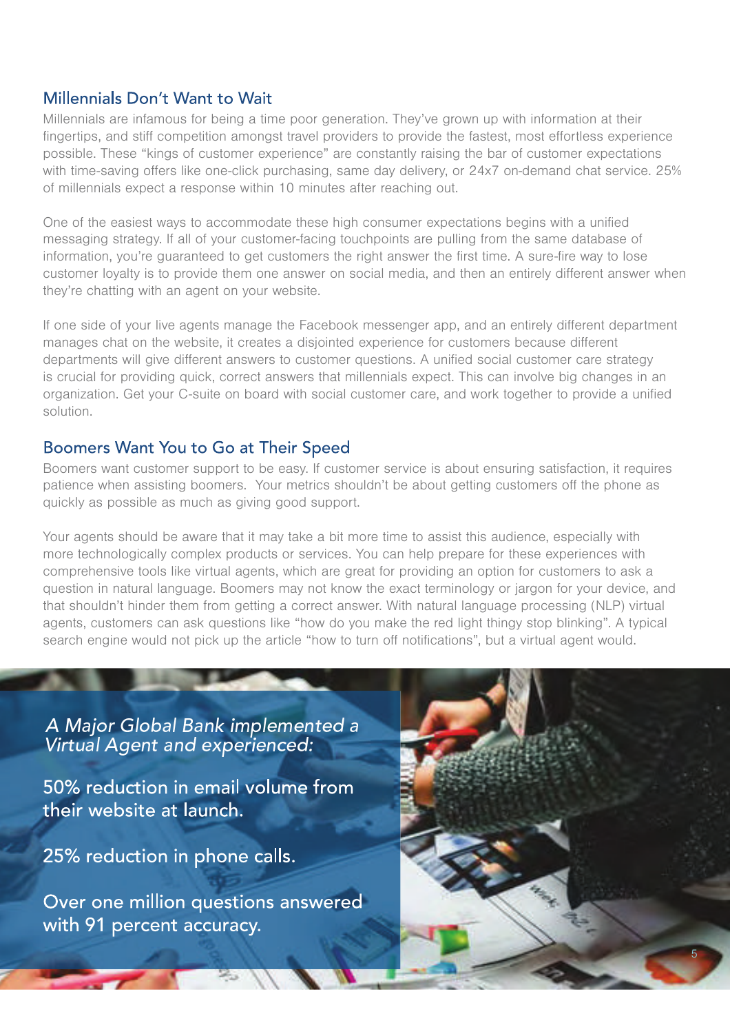## Millennials Don't Want to Wait

Millennials are infamous for being a time poor generation. They've grown up with information at their fingertips, and stiff competition amongst travel providers to provide the fastest, most effortless experience possible. These "kings of customer experience" are constantly raising the bar of customer expectations with time-saving offers like one-click purchasing, same day delivery, or 24x7 on-demand chat service. 25% of millennials expect a response within 10 minutes after reaching out.

One of the easiest ways to accommodate these high consumer expectations begins with a unified messaging strategy. If all of your customer-facing touchpoints are pulling from the same database of information, you're guaranteed to get customers the right answer the first time. A sure-fire way to lose customer loyalty is to provide them one answer on social media, and then an entirely different answer when they're chatting with an agent on your website.

If one side of your live agents manage the Facebook messenger app, and an entirely different department manages chat on the website, it creates a disjointed experience for customers because different departments will give different answers to customer questions. A unified social customer care strategy is crucial for providing quick, correct answers that millennials expect. This can involve big changes in an organization. Get your C-suite on board with social customer care, and work together to provide a unified solution.

## Boomers Want You to Go at Their Speed

Boomers want customer support to be easy. If customer service is about ensuring satisfaction, it requires patience when assisting boomers. Your metrics shouldn't be about getting customers off the phone as quickly as possible as much as giving good support.

Your agents should be aware that it may take a bit more time to assist this audience, especially with more technologically complex products or services. You can help prepare for these experiences with comprehensive tools like virtual agents, which are great for providing an option for customers to ask a question in natural language. Boomers may not know the exact terminology or jargon for your device, and that shouldn't hinder them from getting a correct answer. With natural language processing (NLP) virtual agents, customers can ask questions like "how do you make the red light thingy stop blinking". A typical search engine would not pick up the article "how to turn off notifications", but a virtual agent would.

*A Major Global Bank implemented a Virtual Agent and experienced:*

50% reduction in email volume from their website at launch.

25% reduction in phone calls.

Over one million questions answered with 91 percent accuracy.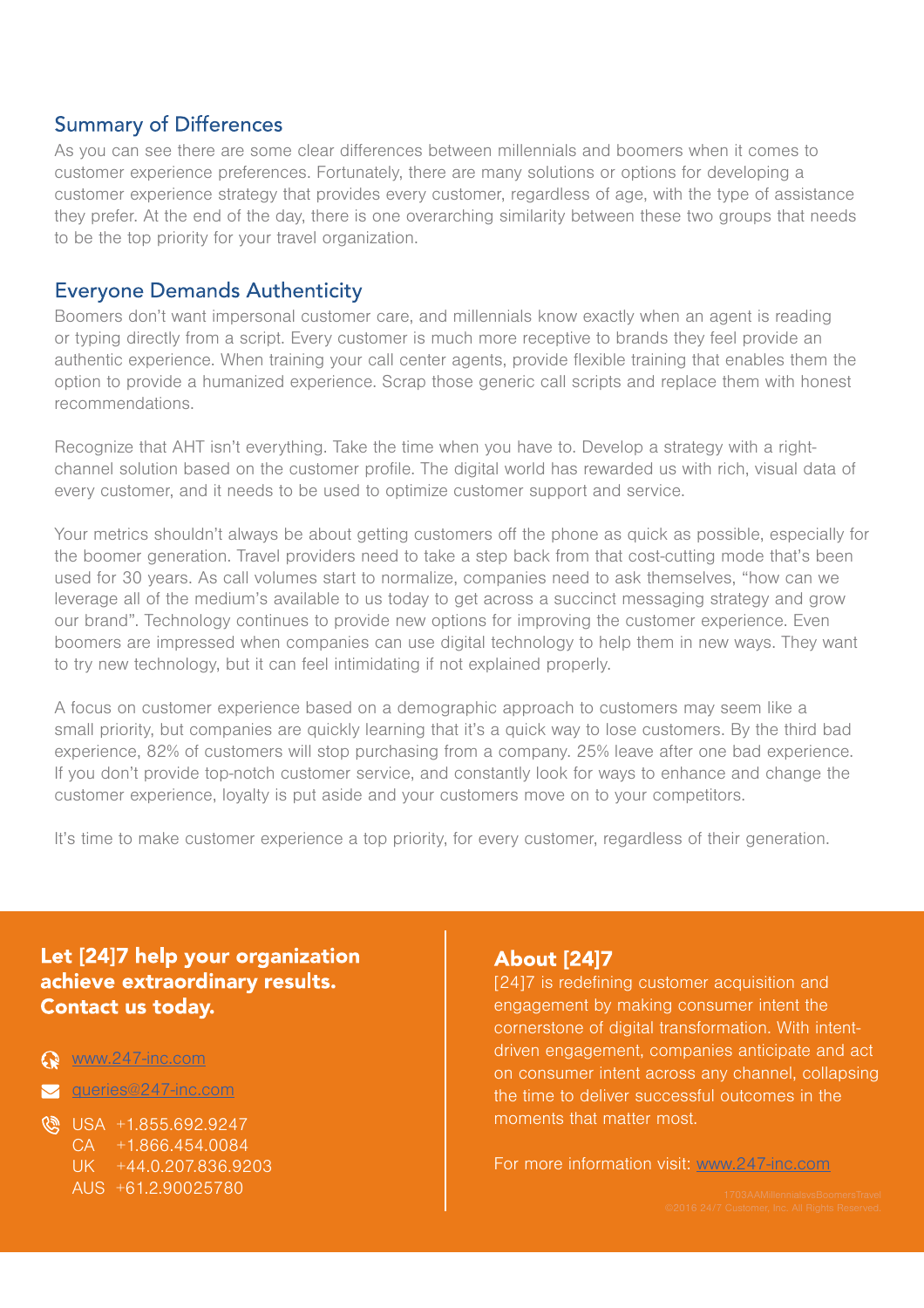## Summary of Differences

As you can see there are some clear differences between millennials and boomers when it comes to customer experience preferences. Fortunately, there are many solutions or options for developing a customer experience strategy that provides every customer, regardless of age, with the type of assistance they prefer. At the end of the day, there is one overarching similarity between these two groups that needs to be the top priority for your travel organization.

## Everyone Demands Authenticity

Boomers don't want impersonal customer care, and millennials know exactly when an agent is reading or typing directly from a script. Every customer is much more receptive to brands they feel provide an authentic experience. When training your call center agents, provide flexible training that enables them the option to provide a humanized experience. Scrap those generic call scripts and replace them with honest recommendations.

Recognize that AHT isn't everything. Take the time when you have to. Develop a strategy with a right-channel solution based on the customer profile. The digital world has rewarded us with rich, visual data of every customer, and it needs to be used to optimize customer support and service.

Your metrics shouldn't always be about getting customers off the phone as quick as possible, especially for the boomer generation. Travel providers need to take a step back from that cost-cutting mode that's been used for 30 years. As call volumes start to normalize, companies need to ask themselves, "how can we leverage all of the medium's available to us today to get across a succinct messaging strategy and grow our brand". Technology continues to provide new options for improving the customer experience. Even boomers are impressed when companies can use digital technology to help them in new ways. They want to try new technology, but it can feel intimidating if not explained properly.

A focus on customer experience based on a demographic approach to customers may seem like a small priority, but companies are quickly learning that it's a quick way to lose customers. By the third bad experience, 82% of customers will stop purchasing from a company. 25% leave after one bad experience. If you don't provide top-notch customer service, and constantly look for ways to enhance and change the customer experience, loyalty is put aside and your customers move on to your competitors.

It's time to make customer experience a top priority, for every customer, regardless of their generation.

**Let [24]7 help your organization achieve extraordinary results. Contact us today.**

www.247-inc.com

queries@247-inc.com

USA +1.855.692.9247
CA +1.866.454.0084
UK +44.0.207.836.9203
AUS +61.2.90025780

### About [24]7

[24]7 is redefining customer acquisition and engagement by making consumer intent the cornerstone of digital transformation. With intent-driven engagement, companies anticipate and act on consumer intent across any channel, collapsing the time to deliver successful outcomes in the moments that matter most.

For more information visit: www.247-inc.com

1703AAMillennialsvsBoomersTravel
©2016 24/7 Customer, Inc. All Rights Reserved.